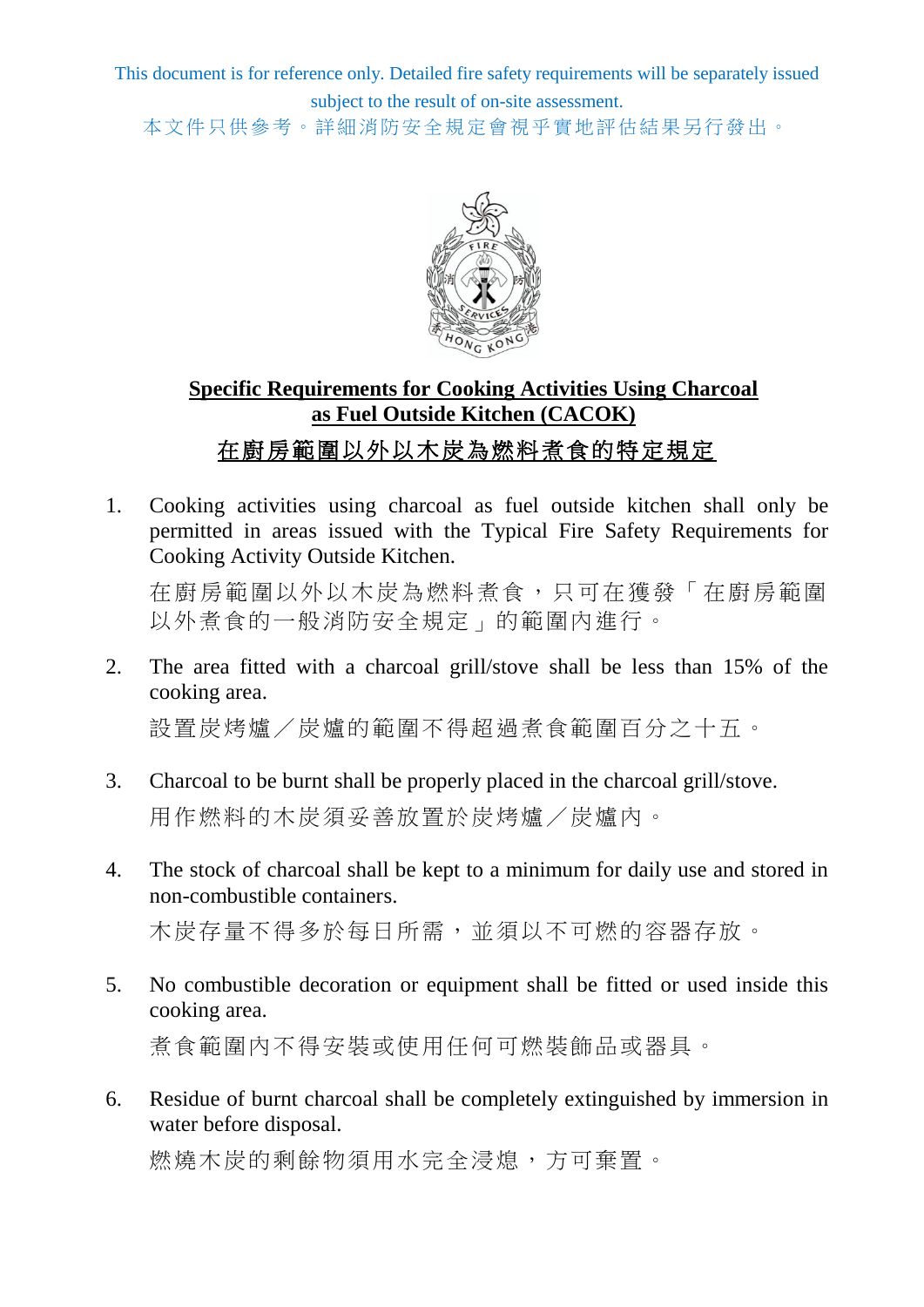This document is for reference only. Detailed fire safety requirements will be separately issued subject to the result of on-site assessment.
本文件只供參考。詳細消防安全規定會視乎實地評估結果另行發出。

# Specific Requirements for Cooking Activities Using Charcoal as Fuel Outside Kitchen (CACOK)

# 在廚房範圍以外以木炭為燃料煮食的特定規定

1. Cooking activities using charcoal as fuel outside kitchen shall only be permitted in areas issued with the Typical Fire Safety Requirements for Cooking Activity Outside Kitchen.

   在廚房範圍以外以木炭為燃料煮食，只可在獲發「在廚房範圍以外煮食的一般消防安全規定」的範圍內進行。

2. The area fitted with a charcoal grill/stove shall be less than 15% of the cooking area.

   設置炭烤爐／炭爐的範圍不得超過煮食範圍百分之十五。

3. Charcoal to be burnt shall be properly placed in the charcoal grill/stove.

   用作燃料的木炭須妥善放置於炭烤爐／炭爐內。

4. The stock of charcoal shall be kept to a minimum for daily use and stored in non-combustible containers.

   木炭存量不得多於每日所需，並須以不可燃的容器存放。

5. No combustible decoration or equipment shall be fitted or used inside this cooking area.

   煮食範圍內不得安裝或使用任何可燃裝飾品或器具。

6. Residue of burnt charcoal shall be completely extinguished by immersion in water before disposal.

   燃燒木炭的剩餘物須用水完全浸熄，方可棄置。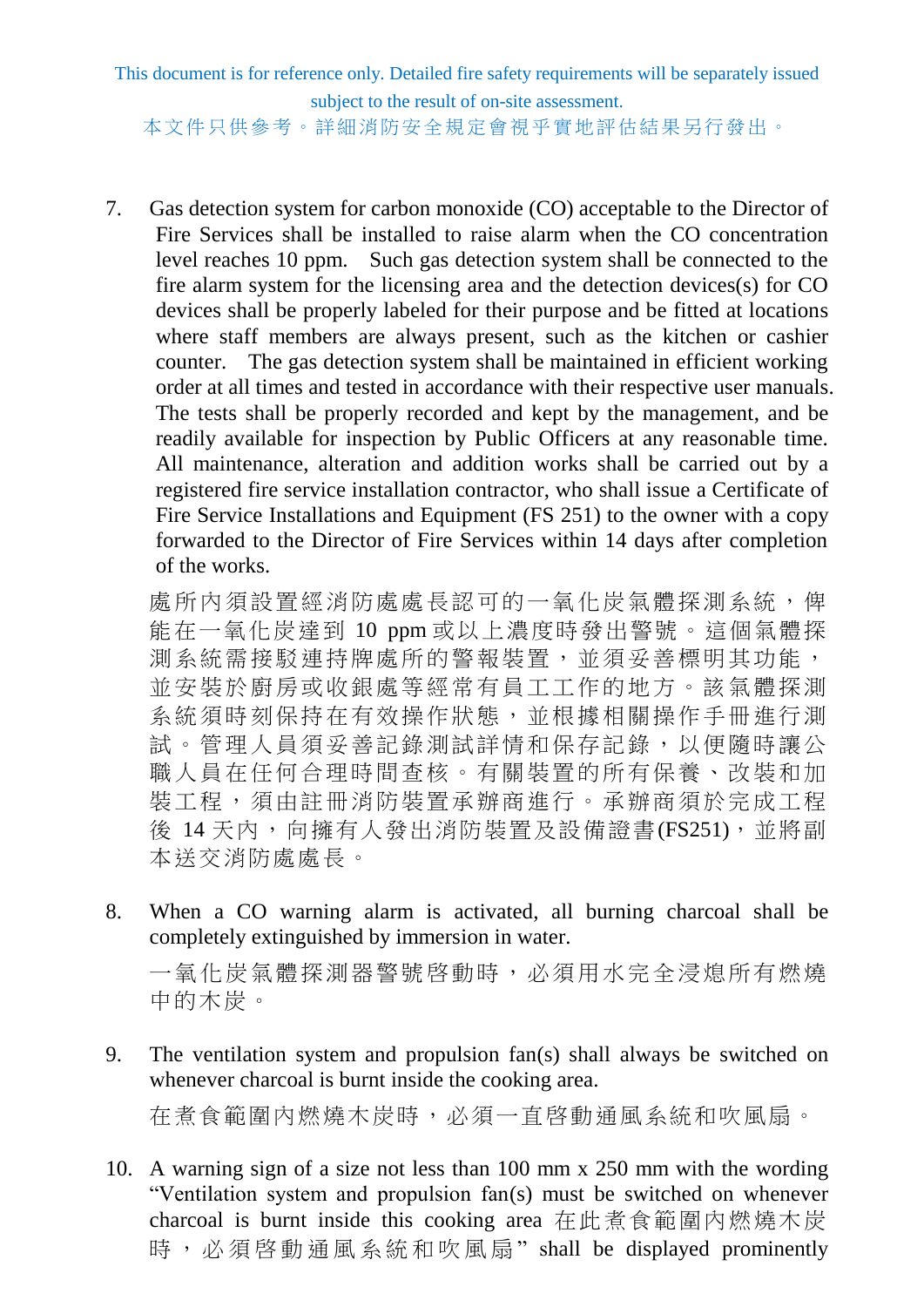This document is for reference only. Detailed fire safety requirements will be separately issued subject to the result of on-site assessment.

本文件只供參考。詳細消防安全規定會視乎實地評估結果另行發出。

7. Gas detection system for carbon monoxide (CO) acceptable to the Director of Fire Services shall be installed to raise alarm when the CO concentration level reaches 10 ppm. Such gas detection system shall be connected to the fire alarm system for the licensing area and the detection devices(s) for CO devices shall be properly labeled for their purpose and be fitted at locations where staff members are always present, such as the kitchen or cashier counter. The gas detection system shall be maintained in efficient working order at all times and tested in accordance with their respective user manuals. The tests shall be properly recorded and kept by the management, and be readily available for inspection by Public Officers at any reasonable time. All maintenance, alteration and addition works shall be carried out by a registered fire service installation contractor, who shall issue a Certificate of Fire Service Installations and Equipment (FS 251) to the owner with a copy forwarded to the Director of Fire Services within 14 days after completion of the works.

   處所內須設置經消防處處長認可的一氧化炭氣體探測系統，俾能在一氧化炭達到 10 ppm 或以上濃度時發出警號。這個氣體探測系統需接駁連持牌處所的警報裝置，並須妥善標明其功能，並安裝於廚房或收銀處等經常有員工工作的地方。該氣體探測系統須時刻保持在有效操作狀態，並根據相關操作手冊進行測試。管理人員須妥善記錄測試詳情和保存記錄，以便隨時讓公職人員在任何合理時間查核。有關裝置的所有保養、改裝和加裝工程，須由註冊消防裝置承辦商進行。承辦商須於完成工程後 14 天內，向擁有人發出消防裝置及設備證書(FS251)，並將副本送交消防處處長。

8. When a CO warning alarm is activated, all burning charcoal shall be completely extinguished by immersion in water.

   一氧化炭氣體探測器警號啓動時，必須用水完全浸熄所有燃燒中的木炭。

9. The ventilation system and propulsion fan(s) shall always be switched on whenever charcoal is burnt inside the cooking area.

   在煮食範圍內燃燒木炭時，必須一直啓動通風系統和吹風扇。

10. A warning sign of a size not less than 100 mm x 250 mm with the wording "Ventilation system and propulsion fan(s) must be switched on whenever charcoal is burnt inside this cooking area 在此煮食範圍內燃燒木炭時，必須啓動通風系統和吹風扇" shall be displayed prominently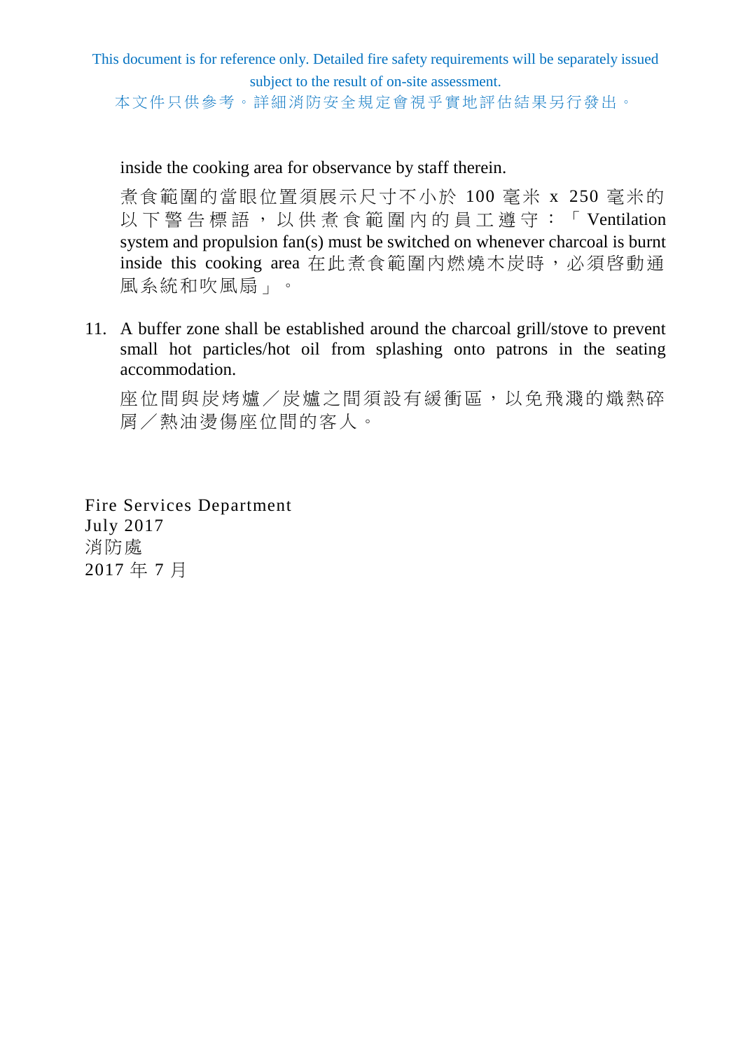This document is for reference only. Detailed fire safety requirements will be separately issued subject to the result of on-site assessment.

本文件只供參考。詳細消防安全規定會視乎實地評估結果另行發出。

inside the cooking area for observance by staff therein.

煮食範圍的當眼位置須展示尺寸不小於 100 毫米 x 250 毫米的以下警告標語，以供煮食範圍內的員工遵守：「Ventilation system and propulsion fan(s) must be switched on whenever charcoal is burnt inside this cooking area 在此煮食範圍內燃燒木炭時，必須啓動通風系統和吹風扇」。

11. A buffer zone shall be established around the charcoal grill/stove to prevent small hot particles/hot oil from splashing onto patrons in the seating accommodation.

    座位間與炭烤爐／炭爐之間須設有緩衝區，以免飛濺的熾熱碎屑／熱油燙傷座位間的客人。

Fire Services Department
July 2017
消防處
2017 年 7 月